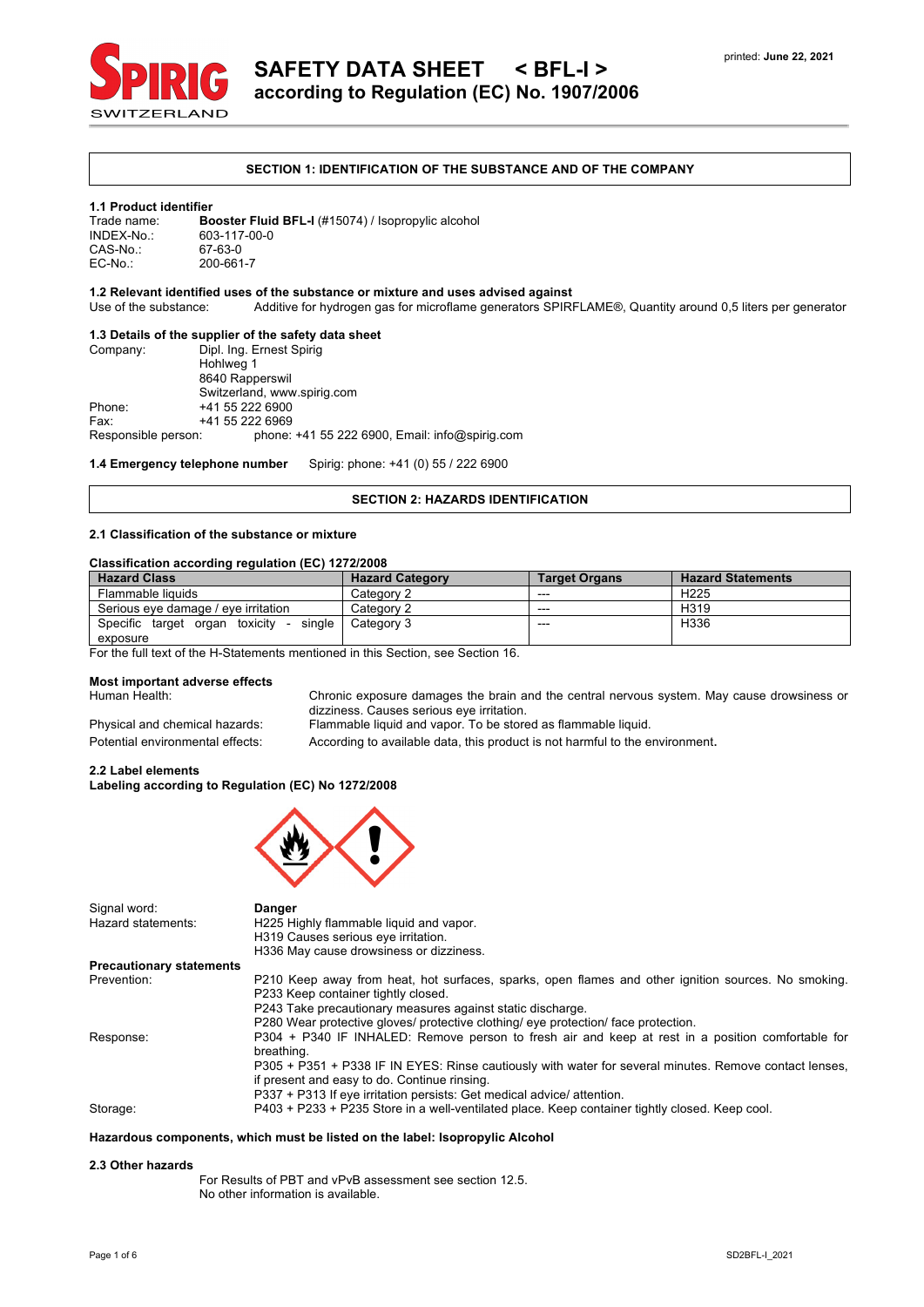# SAFETY DATA SHEET < BFL-I >
## according to Regulation (EC) No. 1907/2006

printed: **June 22, 2021**

## SECTION 1: IDENTIFICATION OF THE SUBSTANCE AND OF THE COMPANY

### 1.1 Product identifier

Trade name: **Booster Fluid BFL-I** (#15074) / Isopropylic alcohol
INDEX-No.: 603-117-00-0
CAS-No.: 67-63-0
EC-No.: 200-661-7

### 1.2 Relevant identified uses of the substance or mixture and uses advised against

Use of the substance: Additive for hydrogen gas for microflame generators SPIRFLAME®, Quantity around 0,5 liters per generator

### 1.3 Details of the supplier of the safety data sheet

Company: Dipl. Ing. Ernest Spirig
Hohlweg 1
8640 Rapperswil
Switzerland, www.spirig.com
Phone: +41 55 222 6900
Fax: +41 55 222 6969
Responsible person: phone: +41 55 222 6900, Email: info@spirig.com

**1.4 Emergency telephone number** Spirig: phone: +41 (0) 55 / 222 6900

## SECTION 2: HAZARDS IDENTIFICATION

### 2.1 Classification of the substance or mixture

**Classification according regulation (EC) 1272/2008**

| Hazard Class | Hazard Category | Target Organs | Hazard Statements |
|---|---|---|---|
| Flammable liquids | Category 2 | --- | H225 |
| Serious eye damage / eye irritation | Category 2 | --- | H319 |
| Specific target organ toxicity - single exposure | Category 3 | --- | H336 |

For the full text of the H-Statements mentioned in this Section, see Section 16.

**Most important adverse effects**

Human Health: Chronic exposure damages the brain and the central nervous system. May cause drowsiness or dizziness. Causes serious eye irritation.
Physical and chemical hazards: Flammable liquid and vapor. To be stored as flammable liquid.
Potential environmental effects: According to available data, this product is not harmful to the environment.

### 2.2 Label elements

**Labeling according to Regulation (EC) No 1272/2008**

Signal word: **Danger**
Hazard statements: H225 Highly flammable liquid and vapor.
H319 Causes serious eye irritation.
H336 May cause drowsiness or dizziness.

**Precautionary statements**

Prevention: P210 Keep away from heat, hot surfaces, sparks, open flames and other ignition sources. No smoking.
P233 Keep container tightly closed.
P243 Take precautionary measures against static discharge.
P280 Wear protective gloves/ protective clothing/ eye protection/ face protection.

Response: P304 + P340 IF INHALED: Remove person to fresh air and keep at rest in a position comfortable for breathing.
P305 + P351 + P338 IF IN EYES: Rinse cautiously with water for several minutes. Remove contact lenses, if present and easy to do. Continue rinsing.
P337 + P313 If eye irritation persists: Get medical advice/ attention.

Storage: P403 + P233 + P235 Store in a well-ventilated place. Keep container tightly closed. Keep cool.

**Hazardous components, which must be listed on the label: Isopropylic Alcohol**

### 2.3 Other hazards

For Results of PBT and vPvB assessment see section 12.5.
No other information is available.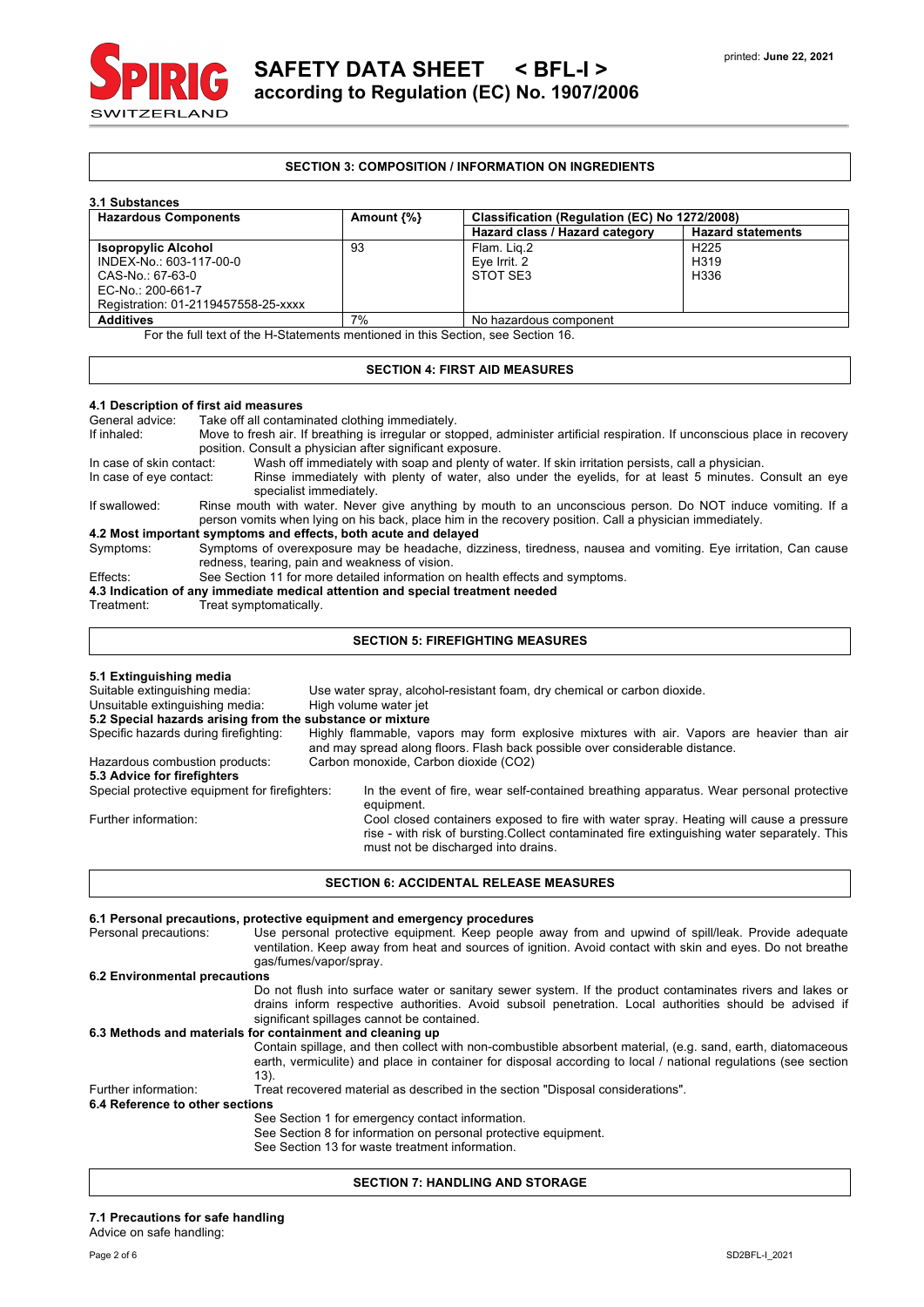## SECTION 3: COMPOSITION / INFORMATION ON INGREDIENTS

### 3.1 Substances

| Hazardous Components | Amount {%} | Classification (Regulation (EC) No 1272/2008) | |
|---|---|---|---|
| | | Hazard class / Hazard category | Hazard statements |
| **Isopropylic Alcohol**<br>INDEX-No.: 603-117-00-0<br>CAS-No.: 67-63-0<br>EC-No.: 200-661-7<br>Registration: 01-2119457558-25-xxxx | 93 | Flam. Liq.2<br>Eye Irrit. 2<br>STOT SE3 | H225<br>H319<br>H336 |
| **Additives** | 7% | No hazardous component | |

For the full text of the H-Statements mentioned in this Section, see Section 16.

## SECTION 4: FIRST AID MEASURES

### 4.1 Description of first aid measures

General advice: Take off all contaminated clothing immediately.

If inhaled: Move to fresh air. If breathing is irregular or stopped, administer artificial respiration. If unconscious place in recovery position. Consult a physician after significant exposure.

In case of skin contact: Wash off immediately with soap and plenty of water. If skin irritation persists, call a physician.

In case of eye contact: Rinse immediately with plenty of water, also under the eyelids, for at least 5 minutes. Consult an eye specialist immediately.

If swallowed: Rinse mouth with water. Never give anything by mouth to an unconscious person. Do NOT induce vomiting. If a person vomits when lying on his back, place him in the recovery position. Call a physician immediately.

### 4.2 Most important symptoms and effects, both acute and delayed

Symptoms: Symptoms of overexposure may be headache, dizziness, tiredness, nausea and vomiting. Eye irritation, Can cause redness, tearing, pain and weakness of vision.

Effects: See Section 11 for more detailed information on health effects and symptoms.

### 4.3 Indication of any immediate medical attention and special treatment needed

Treatment: Treat symptomatically.

## SECTION 5: FIREFIGHTING MEASURES

### 5.1 Extinguishing media

Suitable extinguishing media: Use water spray, alcohol-resistant foam, dry chemical or carbon dioxide.

Unsuitable extinguishing media: High volume water jet

### 5.2 Special hazards arising from the substance or mixture

Specific hazards during firefighting: Highly flammable, vapors may form explosive mixtures with air. Vapors are heavier than air and may spread along floors. Flash back possible over considerable distance.

Hazardous combustion products: Carbon monoxide, Carbon dioxide (CO2)

### 5.3 Advice for firefighters

Special protective equipment for firefighters: In the event of fire, wear self-contained breathing apparatus. Wear personal protective equipment.

Further information: Cool closed containers exposed to fire with water spray. Heating will cause a pressure rise - with risk of bursting.Collect contaminated fire extinguishing water separately. This must not be discharged into drains.

## SECTION 6: ACCIDENTAL RELEASE MEASURES

### 6.1 Personal precautions, protective equipment and emergency procedures

Personal precautions: Use personal protective equipment. Keep people away from and upwind of spill/leak. Provide adequate ventilation. Keep away from heat and sources of ignition. Avoid contact with skin and eyes. Do not breathe gas/fumes/vapor/spray.

### 6.2 Environmental precautions

Do not flush into surface water or sanitary sewer system. If the product contaminates rivers and lakes or drains inform respective authorities. Avoid subsoil penetration. Local authorities should be advised if significant spillages cannot be contained.

### 6.3 Methods and materials for containment and cleaning up

Contain spillage, and then collect with non-combustible absorbent material, (e.g. sand, earth, diatomaceous earth, vermiculite) and place in container for disposal according to local / national regulations (see section 13).

Further information: Treat recovered material as described in the section "Disposal considerations".

### 6.4 Reference to other sections

See Section 1 for emergency contact information.
See Section 8 for information on personal protective equipment.
See Section 13 for waste treatment information.

## SECTION 7: HANDLING AND STORAGE

### 7.1 Precautions for safe handling

Advice on safe handling: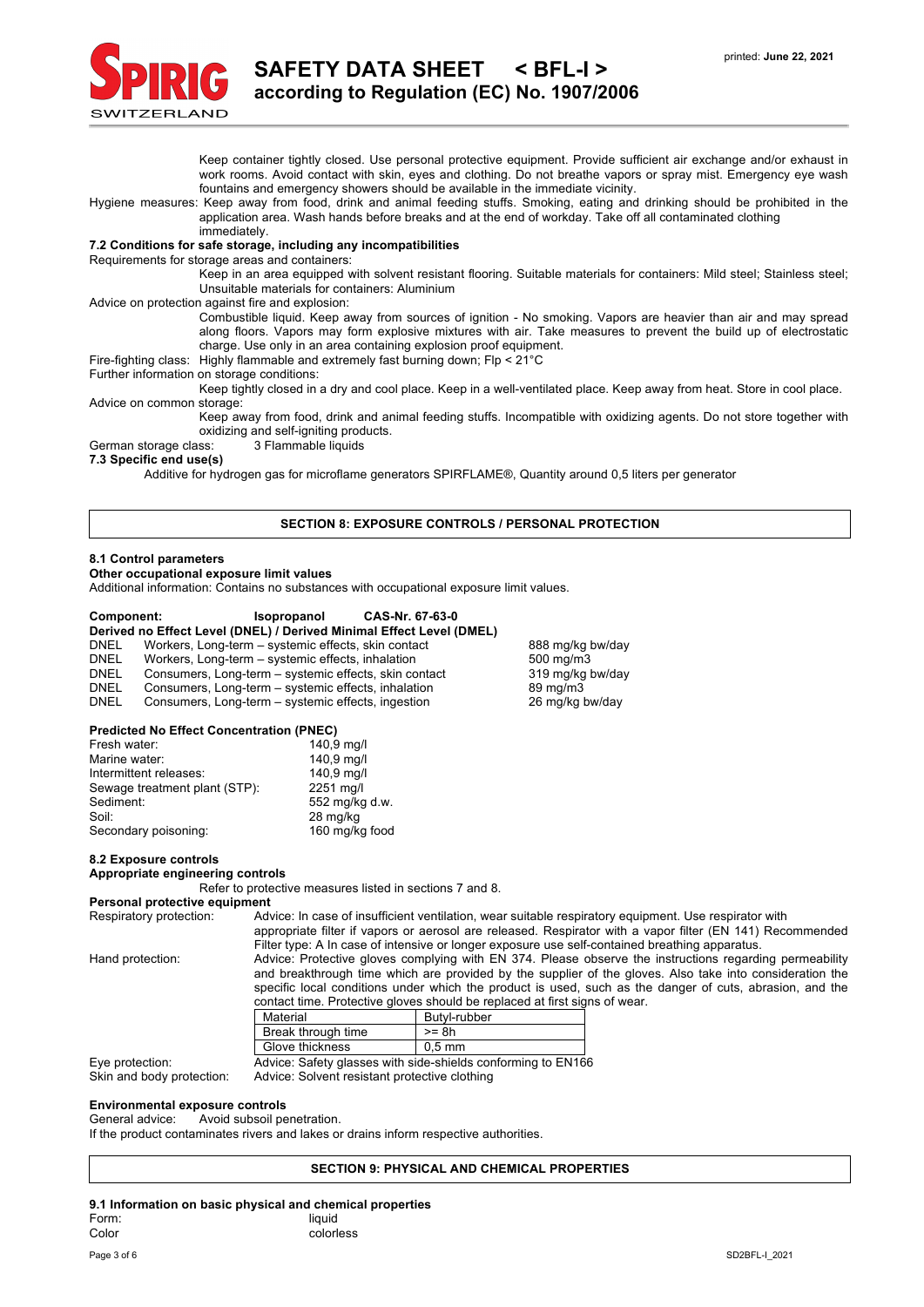Keep container tightly closed. Use personal protective equipment. Provide sufficient air exchange and/or exhaust in work rooms. Avoid contact with skin, eyes and clothing. Do not breathe vapors or spray mist. Emergency eye wash fountains and emergency showers should be available in the immediate vicinity.

Hygiene measures: Keep away from food, drink and animal feeding stuffs. Smoking, eating and drinking should be prohibited in the application area. Wash hands before breaks and at the end of workday. Take off all contaminated clothing immediately.

**7.2 Conditions for safe storage, including any incompatibilities**

Requirements for storage areas and containers:

Keep in an area equipped with solvent resistant flooring. Suitable materials for containers: Mild steel; Stainless steel; Unsuitable materials for containers: Aluminium

Advice on protection against fire and explosion:

Combustible liquid. Keep away from sources of ignition - No smoking. Vapors are heavier than air and may spread along floors. Vapors may form explosive mixtures with air. Take measures to prevent the build up of electrostatic charge. Use only in an area containing explosion proof equipment.

Fire-fighting class: Highly flammable and extremely fast burning down; Flp < 21°C

Further information on storage conditions:

Keep tightly closed in a dry and cool place. Keep in a well-ventilated place. Keep away from heat. Store in cool place.

Advice on common storage:

Keep away from food, drink and animal feeding stuffs. Incompatible with oxidizing agents. Do not store together with oxidizing and self-igniting products.

German storage class: 3 Flammable liquids

**7.3 Specific end use(s)**

Additive for hydrogen gas for microflame generators SPIRFLAME®, Quantity around 0,5 liters per generator

## SECTION 8: EXPOSURE CONTROLS / PERSONAL PROTECTION

**8.1 Control parameters**

**Other occupational exposure limit values**

Additional information: Contains no substances with occupational exposure limit values.

**Component: Isopropanol CAS-Nr. 67-63-0**

**Derived no Effect Level (DNEL) / Derived Minimal Effect Level (DMEL)**

| | | |
|---|---|---|
| DNEL | Workers, Long-term – systemic effects, skin contact | 888 mg/kg bw/day |
| DNEL | Workers, Long-term – systemic effects, inhalation | 500 mg/m3 |
| DNEL | Consumers, Long-term – systemic effects, skin contact | 319 mg/kg bw/day |
| DNEL | Consumers, Long-term – systemic effects, inhalation | 89 mg/m3 |
| DNEL | Consumers, Long-term – systemic effects, ingestion | 26 mg/kg bw/day |

**Predicted No Effect Concentration (PNEC)**

| | |
|---|---|
| Fresh water: | 140,9 mg/l |
| Marine water: | 140,9 mg/l |
| Intermittent releases: | 140,9 mg/l |
| Sewage treatment plant (STP): | 2251 mg/l |
| Sediment: | 552 mg/kg d.w. |
| Soil: | 28 mg/kg |
| Secondary poisoning: | 160 mg/kg food |

**8.2 Exposure controls**

**Appropriate engineering controls**

Refer to protective measures listed in sections 7 and 8.

**Personal protective equipment**

Respiratory protection: Advice: In case of insufficient ventilation, wear suitable respiratory equipment. Use respirator with appropriate filter if vapors or aerosol are released. Respirator with a vapor filter (EN 141) Recommended Filter type: A In case of intensive or longer exposure use self-contained breathing apparatus.

Hand protection: Advice: Protective gloves complying with EN 374. Please observe the instructions regarding permeability and breakthrough time which are provided by the supplier of the gloves. Also take into consideration the specific local conditions under which the product is used, such as the danger of cuts, abrasion, and the contact time. Protective gloves should be replaced at first signs of wear.

| | |
|---|---|
| Material | Butyl-rubber |
| Break through time | >= 8h |
| Glove thickness | 0,5 mm |

Eye protection: Advice: Safety glasses with side-shields conforming to EN166

Skin and body protection: Advice: Solvent resistant protective clothing

**Environmental exposure controls**

General advice: Avoid subsoil penetration.

If the product contaminates rivers and lakes or drains inform respective authorities.

## SECTION 9: PHYSICAL AND CHEMICAL PROPERTIES

**9.1 Information on basic physical and chemical properties**

| | |
|---|---|
| Form: | liquid |
| Color | colorless |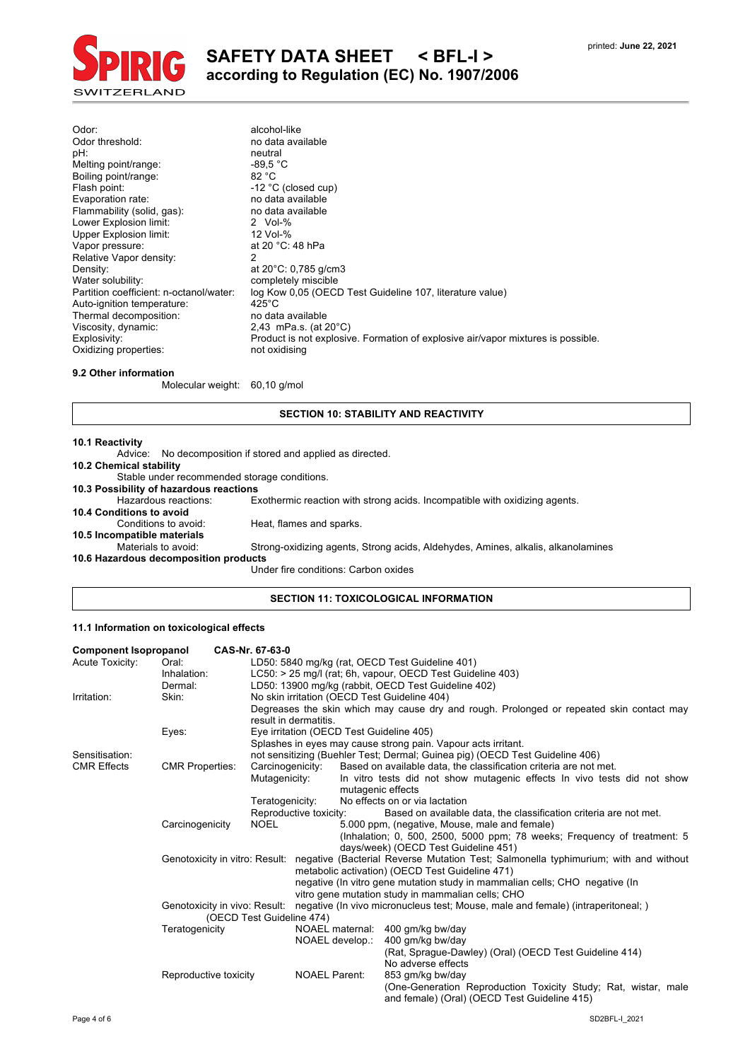| | |
|---|---|
| Odor: | alcohol-like |
| Odor threshold: | no data available |
| pH: | neutral |
| Melting point/range: | -89,5 °C |
| Boiling point/range: | 82 °C |
| Flash point: | -12 °C (closed cup) |
| Evaporation rate: | no data available |
| Flammability (solid, gas): | no data available |
| Lower Explosion limit: | 2 Vol-% |
| Upper Explosion limit: | 12 Vol-% |
| Vapor pressure: | at 20 °C: 48 hPa |
| Relative Vapor density: | 2 |
| Density: | at 20°C: 0,785 g/cm3 |
| Water solubility: | completely miscible |
| Partition coefficient: n-octanol/water: | log Kow 0,05 (OECD Test Guideline 107, literature value) |
| Auto-ignition temperature: | 425°C |
| Thermal decomposition: | no data available |
| Viscosity, dynamic: | 2,43 mPa.s. (at 20°C) |
| Explosivity: | Product is not explosive. Formation of explosive air/vapor mixtures is possible. |
| Oxidizing properties: | not oxidising |

**9.2 Other information**

Molecular weight: 60,10 g/mol

## SECTION 10: STABILITY AND REACTIVITY

**10.1 Reactivity**

Advice: No decomposition if stored and applied as directed.

**10.2 Chemical stability**

Stable under recommended storage conditions.

**10.3 Possibility of hazardous reactions**

Hazardous reactions: Exothermic reaction with strong acids. Incompatible with oxidizing agents.

**10.4 Conditions to avoid**

Conditions to avoid: Heat, flames and sparks.

**10.5 Incompatible materials**

Materials to avoid: Strong-oxidizing agents, Strong acids, Aldehydes, Amines, alkalis, alkanolamines

**10.6 Hazardous decomposition products**

Under fire conditions: Carbon oxides

## SECTION 11: TOXICOLOGICAL INFORMATION

**11.1 Information on toxicological effects**

**Component Isopropanol CAS-Nr. 67-63-0**

| | | |
|---|---|---|
| Acute Toxicity: | Oral: | LD50: 5840 mg/kg (rat, OECD Test Guideline 401) |
| | Inhalation: | LC50: > 25 mg/l (rat; 6h, vapour, OECD Test Guideline 403) |
| | Dermal: | LD50: 13900 mg/kg (rabbit, OECD Test Guideline 402) |
| Irritation: | Skin: | No skin irritation (OECD Test Guideline 404)<br>Degreases the skin which may cause dry and rough. Prolonged or repeated skin contact may result in dermatitis. |
| | Eyes: | Eye irritation (OECD Test Guideline 405)<br>Splashes in eyes may cause strong pain. Vapour acts irritant. |
| Sensitisation: | | not sensitizing (Buehler Test; Dermal; Guinea pig) (OECD Test Guideline 406) |
| CMR Effects | CMR Properties: | Carcinogenicity: Based on available data, the classification criteria are not met.<br>Mutagenicity: In vitro tests did not show mutagenic effects In vivo tests did not show mutagenic effects<br>Teratogenicity: No effects on or via lactation<br>Reproductive toxicity: Based on available data, the classification criteria are not met. |
| | Carcinogenicity | NOEL 5.000 ppm, (negative, Mouse, male and female)<br>(Inhalation; 0, 500, 2500, 5000 ppm; 78 weeks; Frequency of treatment: 5 days/week) (OECD Test Guideline 451) |
| | Genotoxicity in vitro: Result: | negative (Bacterial Reverse Mutation Test; Salmonella typhimurium; with and without metabolic activation) (OECD Test Guideline 471)<br>negative (In vitro gene mutation study in mammalian cells; CHO negative (In vitro gene mutation study in mammalian cells; CHO |
| | Genotoxicity in vivo: Result: | negative (In vivo micronucleus test; Mouse, male and female) (intraperitoneal; ) (OECD Test Guideline 474) |
| | Teratogenicity | NOAEL maternal: 400 gm/kg bw/day<br>NOAEL develop.: 400 gm/kg bw/day<br>(Rat, Sprague-Dawley) (Oral) (OECD Test Guideline 414)<br>No adverse effects |
| | Reproductive toxicity | NOAEL Parent: 853 gm/kg bw/day<br>(One-Generation Reproduction Toxicity Study; Rat, wistar, male and female) (Oral) (OECD Test Guideline 415) |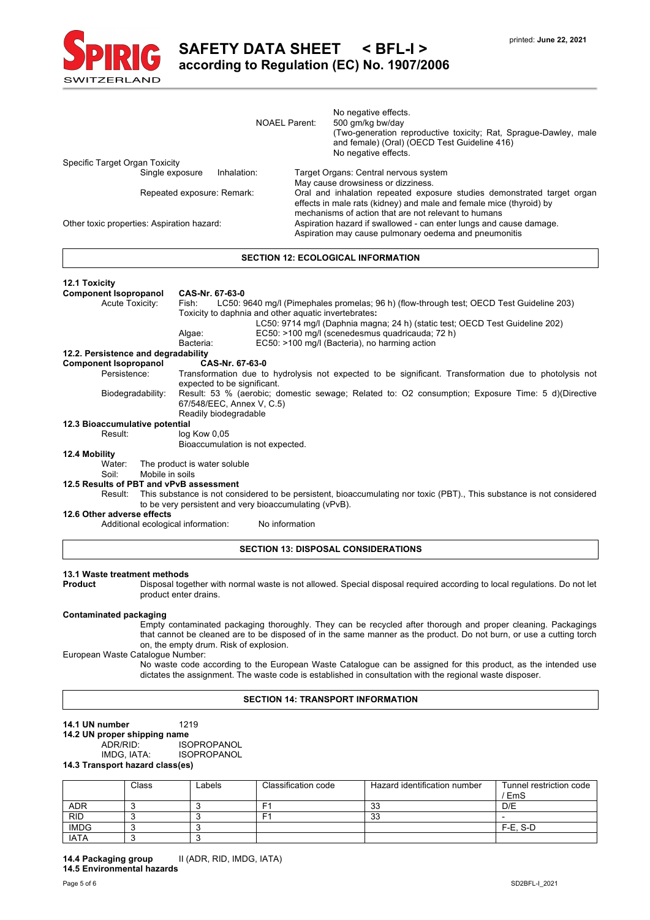NOAEL Parent: No negative effects.
500 gm/kg bw/day
(Two-generation reproductive toxicity; Rat, Sprague-Dawley, male and female) (Oral) (OECD Test Guideline 416)
No negative effects.

Specific Target Organ Toxicity

Single exposure Inhalation: Target Organs: Central nervous system
May cause drowsiness or dizziness.

Repeated exposure: Remark: Oral and inhalation repeated exposure studies demonstrated target organ effects in male rats (kidney) and male and female mice (thyroid) by mechanisms of action that are not relevant to humans

Other toxic properties: Aspiration hazard: Aspiration hazard if swallowed - can enter lungs and cause damage.
Aspiration may cause pulmonary oedema and pneumonitis

## SECTION 12: ECOLOGICAL INFORMATION

**12.1 Toxicity**

**Component Isopropanol** **CAS-Nr. 67-63-0**

Acute Toxicity: Fish: LC50: 9640 mg/l (Pimephales promelas; 96 h) (flow-through test; OECD Test Guideline 203)
Toxicity to daphnia and other aquatic invertebrates**:**
LC50: 9714 mg/l (Daphnia magna; 24 h) (static test; OECD Test Guideline 202)
Algae: EC50: >100 mg/l (scenedesmus quadricauda; 72 h)
Bacteria: EC50: >100 mg/l (Bacteria), no harming action

**12.2. Persistence and degradability**

**Component Isopropanol** **CAS-Nr. 67-63-0**

Persistence: Transformation due to hydrolysis not expected to be significant. Transformation due to photolysis not expected to be significant.

Biodegradability: Result: 53 % (aerobic; domestic sewage; Related to: O2 consumption; Exposure Time: 5 d)(Directive 67/548/EEC, Annex V, C.5)
Readily biodegradable

**12.3 Bioaccumulative potential**

Result: log Kow 0,05
Bioaccumulation is not expected.

**12.4 Mobility**

Water: The product is water soluble
Soil: Mobile in soils

**12.5 Results of PBT and vPvB assessment**

Result: This substance is not considered to be persistent, bioaccumulating nor toxic (PBT)., This substance is not considered to be very persistent and very bioaccumulating (vPvB).

**12.6 Other adverse effects**

Additional ecological information: No information

## SECTION 13: DISPOSAL CONSIDERATIONS

**13.1 Waste treatment methods**

**Product** Disposal together with normal waste is not allowed. Special disposal required according to local regulations. Do not let product enter drains.

**Contaminated packaging**

Empty contaminated packaging thoroughly. They can be recycled after thorough and proper cleaning. Packagings that cannot be cleaned are to be disposed of in the same manner as the product. Do not burn, or use a cutting torch on, the empty drum. Risk of explosion.

European Waste Catalogue Number:

No waste code according to the European Waste Catalogue can be assigned for this product, as the intended use dictates the assignment. The waste code is established in consultation with the regional waste disposer.

## SECTION 14: TRANSPORT INFORMATION

**14.1 UN number** 1219

**14.2 UN proper shipping name**

ADR/RID: ISOPROPANOL
IMDG, IATA: ISOPROPANOL

**14.3 Transport hazard class(es)**

| | Class | Labels | Classification code | Hazard identification number | Tunnel restriction code / EmS |
|---|---|---|---|---|---|
| ADR | 3 | 3 | F1 | 33 | D/E |
| RID | 3 | 3 | F1 | 33 | - |
| IMDG | 3 | 3 | | | F-E, S-D |
| IATA | 3 | 3 | | | |

**14.4 Packaging group** II (ADR, RID, IMDG, IATA)

**14.5 Environmental hazards**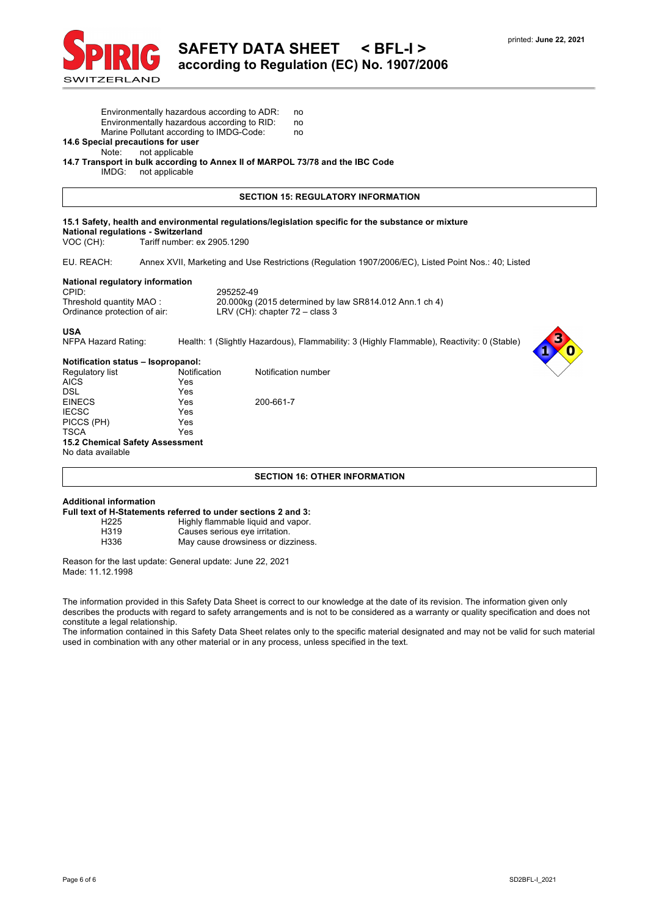Environmentally hazardous according to ADR: no
Environmentally hazardous according to RID: no
Marine Pollutant according to IMDG-Code: no

**14.6 Special precautions for user**

Note: not applicable

**14.7 Transport in bulk according to Annex II of MARPOL 73/78 and the IBC Code**

IMDG: not applicable

## SECTION 15: REGULATORY INFORMATION

**15.1 Safety, health and environmental regulations/legislation specific for the substance or mixture**

**National regulations - Switzerland**

VOC (CH): Tariff number: ex 2905.1290

EU. REACH: Annex XVII, Marketing and Use Restrictions (Regulation 1907/2006/EC), Listed Point Nos.: 40; Listed

**National regulatory information**

CPID: 295252-49
Threshold quantity MAO : 20.000kg (2015 determined by law SR814.012 Ann.1 ch 4)
Ordinance protection of air: LRV (CH): chapter 72 – class 3

**USA**

NFPA Hazard Rating: Health: 1 (Slightly Hazardous), Flammability: 3 (Highly Flammable), Reactivity: 0 (Stable)

**Notification status – Isopropanol:**

| Regulatory list | Notification | Notification number |
|---|---|---|
| AICS | Yes | |
| DSL | Yes | |
| EINECS | Yes | 200-661-7 |
| IECSC | Yes | |
| PICCS (PH) | Yes | |
| TSCA | Yes | |

**15.2 Chemical Safety Assessment**

No data available

## SECTION 16: OTHER INFORMATION

**Additional information**

**Full text of H-Statements referred to under sections 2 and 3:**

H225 Highly flammable liquid and vapor.
H319 Causes serious eye irritation.
H336 May cause drowsiness or dizziness.

Reason for the last update: General update: June 22, 2021
Made: 11.12.1998

The information provided in this Safety Data Sheet is correct to our knowledge at the date of its revision. The information given only describes the products with regard to safety arrangements and is not to be considered as a warranty or quality specification and does not constitute a legal relationship.
The information contained in this Safety Data Sheet relates only to the specific material designated and may not be valid for such material used in combination with any other material or in any process, unless specified in the text.